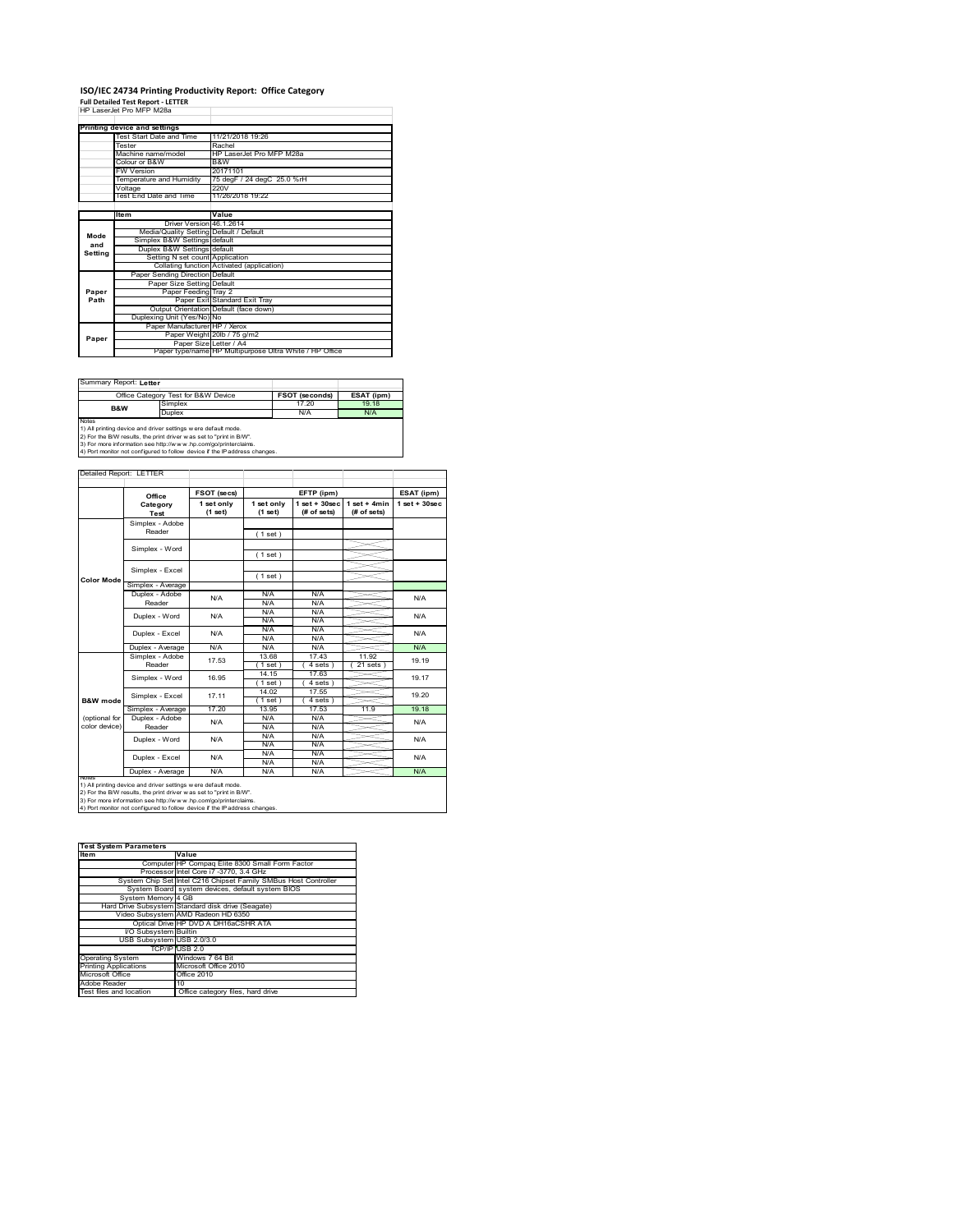# ISO/IEC 24734 Printing Productivity Report: Office Category

**Full Detailed Test Report - LETTER**

HP LaserJet Pro MFP M28a

| Printing device and settings | |
|---|---|
| Test Start Date and Time | 11/21/2018 19:26 |
| Tester | Rachel |
| Machine name/model | HP LaserJet Pro MFP M28a |
| Colour or B&W | B&W |
| FW Version | 20171101 |
| Temperature and Humidity | 75 degF / 24 degC 25.0 %rH |
| Voltage | 220V |
| Test End Date and Time | 11/26/2018 19:22 |

| | Item | Value |
|---|---|---|
| Mode and Setting | Driver Version | 46.1.2614 |
| | Media/Quality Setting | Default / Default |
| | Simplex B&W Settings | default |
| | Duplex B&W Settings | default |
| | Setting N set count | Application |
| | Collating function | Activated (application) |
| Paper Path | Paper Sending Direction | Default |
| | Paper Size Setting | Default |
| | Paper Feeding | Tray 2 |
| | Paper Exit | Standard Exit Tray |
| | Output Orientation | Default (face down) |
| | Duplexing Unit (Yes/No) | No |
| Paper | Paper Manufacturer | HP / Xerox |
| | Paper Weight | 20lb / 75 g/m2 |
| | Paper Size | Letter / A4 |
| | Paper type/name | HP Multipurpose Ultra White / HP Office |

Summary Report: **Letter**

| Office Category Test for B&W Device | | FSOT (seconds) | ESAT (ipm) |
|---|---|---|---|
| B&W | Simplex | 17.20 | 19.18 |
| | Duplex | N/A | N/A |

Notes
1) All printing device and driver settings were default mode.
2) For the B/W results, the print driver was set to "print in B/W".
3) For more information see http://www.hp.com/go/printerclaims.
4) Port monitor not configured to follow device if the IP address changes.

Detailed Report: LETTER

| | Office Category Test | FSOT (secs) 1 set only (1 set) | EFTP (ipm) 1 set only (1 set) | EFTP (ipm) 1 set + 30sec (# of sets) | EFTP (ipm) 1 set + 4min (# of sets) | ESAT (ipm) 1 set + 30sec |
|---|---|---|---|---|---|---|
| Color Mode | Simplex - Adobe Reader | | (1 set) | | | |
| | Simplex - Word | | (1 set) | | | |
| | Simplex - Excel | | (1 set) | | | |
| | Simplex - Average | | | | | |
| | Duplex - Adobe Reader | N/A | N/A / N/A | N/A / N/A | | N/A |
| | Duplex - Word | N/A | N/A / N/A | N/A / N/A | | N/A |
| | Duplex - Excel | N/A | N/A / N/A | N/A / N/A | | N/A |
| | Duplex - Average | N/A | N/A | N/A | | N/A |
| B&W mode (optional for color device) | Simplex - Adobe Reader | 17.53 | 13.68 (1 set) | 17.43 (4 sets) | 11.92 (21 sets) | 19.19 |
| | Simplex - Word | 16.95 | 14.15 (1 set) | 17.63 (4 sets) | | 19.17 |
| | Simplex - Excel | 17.11 | 14.02 (1 set) | 17.55 (4 sets) | | 19.20 |
| | Simplex - Average | 17.20 | 13.95 | 17.53 | 11.9 | 19.18 |
| | Duplex - Adobe Reader | N/A | N/A / N/A | N/A / N/A | | N/A |
| | Duplex - Word | N/A | N/A / N/A | N/A / N/A | | N/A |
| | Duplex - Excel | N/A | N/A / N/A | N/A / N/A | | N/A |
| | Duplex - Average | N/A | N/A | N/A | | N/A |

Notes
1) All printing device and driver settings were default mode.
2) For the B/W results, the print driver was set to "print in B/W".
3) For more information see http://www.hp.com/go/printerclaims.
4) Port monitor not configured to follow device if the IP address changes.

| Test System Parameters | |
|---|---|
| **Item** | **Value** |
| Computer | HP Compaq Elite 8300 Small Form Factor |
| Processor | Intel Core i7 -3770, 3.4 GHz |
| System Chip Set | Intel C216 Chipset Family SMBus Host Controller |
| System Board | system devices, default system BIOS |
| System Memory | 4 GB |
| Hard Drive Subsystem | Standard disk drive (Seagate) |
| Video Subsystem | AMD Radeon HD 6350 |
| Optical Drive | HP DVD A DH16aCSHR ATA |
| I/O Subsystem | Builtin |
| USB Subsystem | USB 2.0/3.0 |
| TCP/IP | USB 2.0 |
| Operating System | Windows 7 64 Bit |
| Printing Applications | Microsoft Office 2010 |
| Microsoft Office | Office 2010 |
| Adobe Reader | 10 |
| Test files and location | Office category files, hard drive |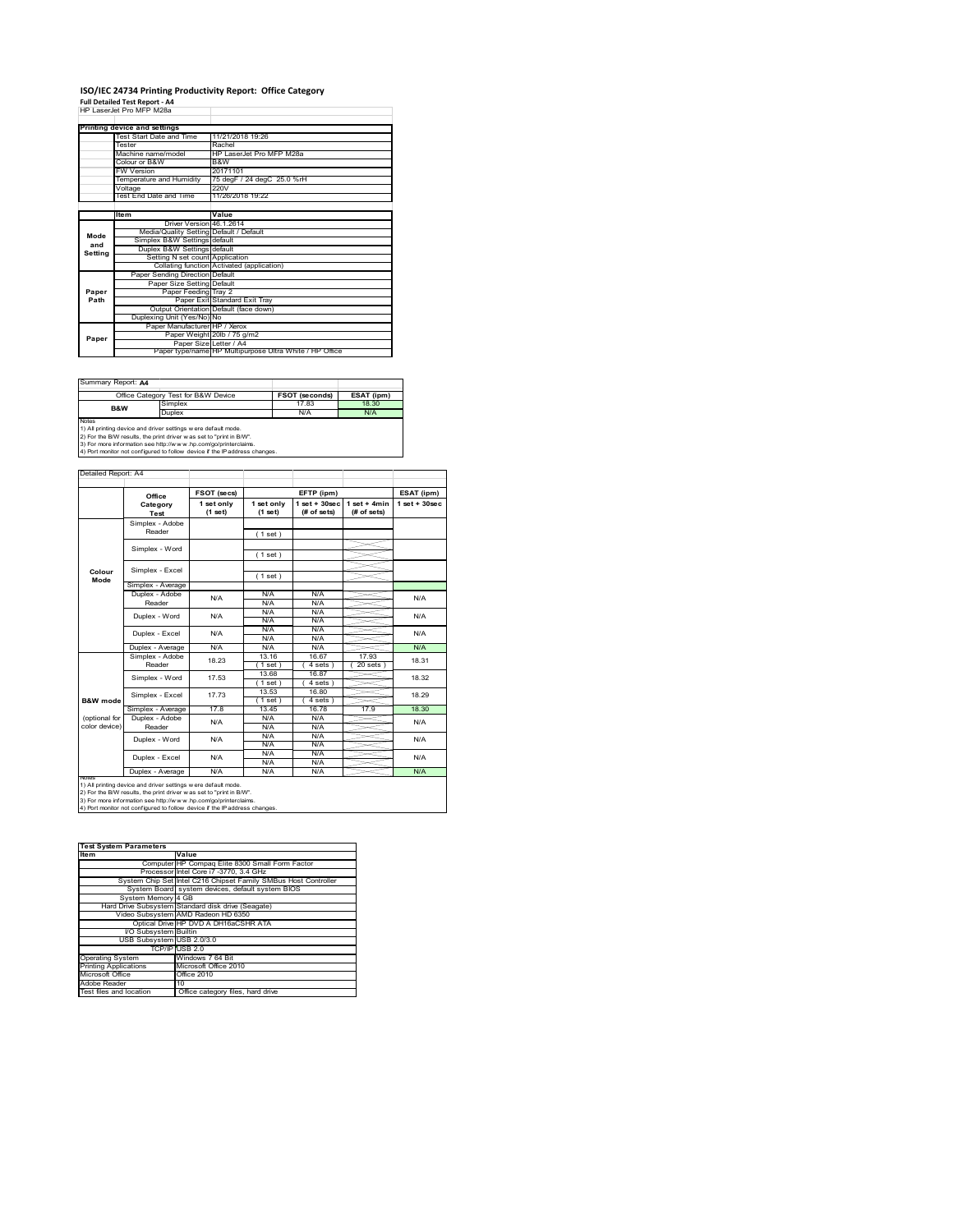# ISO/IEC 24734 Printing Productivity Report: Office Category

**Full Detailed Test Report - A4**

HP LaserJet Pro MFP M28a

| Printing device and settings | |
|---|---|
| Test Start Date and Time | 11/21/2018 19:26 |
| Tester | Rachel |
| Machine name/model | HP LaserJet Pro MFP M28a |
| Colour or B&W | B&W |
| FW Version | 20171101 |
| Temperature and Humidity | 75 degF / 24 degC 25.0 %rH |
| Voltage | 220V |
| Test End Date and Time | 11/26/2018 19:22 |

| | Item | Value |
|---|---|---|
| Mode and Setting | Driver Version | 46.1.2614 |
| | Media/Quality Setting | Default / Default |
| | Simplex B&W Settings | default |
| | Duplex B&W Settings | default |
| | Setting N set count | Application |
| | Collating function | Activated (application) |
| Paper Path | Paper Sending Direction | Default |
| | Paper Size Setting | Default |
| | Paper Feeding | Tray 2 |
| | Paper Exit | Standard Exit Tray |
| | Output Orientation | Default (face down) |
| | Duplexing Unit (Yes/No) | No |
| Paper | Paper Manufacturer | HP / Xerox |
| | Paper Weight | 20lb / 75 g/m2 |
| | Paper Size | Letter / A4 |
| | Paper type/name | HP Multipurpose Ultra White / HP Office |

Summary Report: **A4**

| Office Category Test for B&W Device | | FSOT (seconds) | ESAT (ipm) |
|---|---|---|---|
| B&W | Simplex | 17.83 | 18.30 |
| | Duplex | N/A | N/A |

Notes
1) All printing device and driver settings were default mode.
2) For the B/W results, the print driver was set to "print in B/W".
3) For more information see http://www.hp.com/go/printerclaims.
4) Port monitor not configured to follow device if the IP address changes.

Detailed Report: A4

| | Office Category Test | FSOT (secs) 1 set only (1 set) | EFTP (ipm) 1 set only (1 set) | EFTP (ipm) 1 set + 30sec (# of sets) | EFTP (ipm) 1 set + 4min (# of sets) | ESAT (ipm) 1 set + 30sec |
|---|---|---|---|---|---|---|
| Colour Mode | Simplex - Adobe Reader | | (1 set) | | | |
| | Simplex - Word | | (1 set) | | | |
| | Simplex - Excel | | (1 set) | | | |
| | Simplex - Average | | | | | |
| | Duplex - Adobe Reader | N/A | N/A / N/A | N/A / N/A | | N/A |
| | Duplex - Word | N/A | N/A / N/A | N/A / N/A | | N/A |
| | Duplex - Excel | N/A | N/A / N/A | N/A / N/A | | N/A |
| | Duplex - Average | N/A | N/A | N/A | | N/A |
| B&W mode (optional for color device) | Simplex - Adobe Reader | 18.23 | 13.16 (1 set) | 16.67 (4 sets) | 17.93 (20 sets) | 18.31 |
| | Simplex - Word | 17.53 | 13.68 (1 set) | 16.87 (4 sets) | | 18.32 |
| | Simplex - Excel | 17.73 | 13.53 (1 set) | 16.80 (4 sets) | | 18.29 |
| | Simplex - Average | 17.8 | 13.45 | 16.78 | 17.9 | 18.30 |
| | Duplex - Adobe Reader | N/A | N/A / N/A | N/A / N/A | | N/A |
| | Duplex - Word | N/A | N/A / N/A | N/A / N/A | | N/A |
| | Duplex - Excel | N/A | N/A / N/A | N/A / N/A | | N/A |
| | Duplex - Average | N/A | N/A | N/A | | N/A |

Notes
1) All printing device and driver settings were default mode.
2) For the B/W results, the print driver was set to "print in B/W".
3) For more information see http://www.hp.com/go/printerclaims.
4) Port monitor not configured to follow device if the IP address changes.

| Test System Parameters | |
|---|---|
| **Item** | **Value** |
| Computer | HP Compaq Elite 8300 Small Form Factor |
| Processor | Intel Core i7 -3770, 3.4 GHz |
| System Chip Set | Intel C216 Chipset Family SMBus Host Controller |
| System Board | system devices, default system BIOS |
| System Memory | 4 GB |
| Hard Drive Subsystem | Standard disk drive (Seagate) |
| Video Subsystem | AMD Radeon HD 6350 |
| Optical Drive | HP DVD A DH16aCSHR ATA |
| I/O Subsystem | Builtin |
| USB Subsystem | USB 2.0/3.0 |
| TCP/IP | USB 2.0 |
| Operating System | Windows 7 64 Bit |
| Printing Applications | Microsoft Office 2010 |
| Microsoft Office | Office 2010 |
| Adobe Reader | 10 |
| Test files and location | Office category files, hard drive |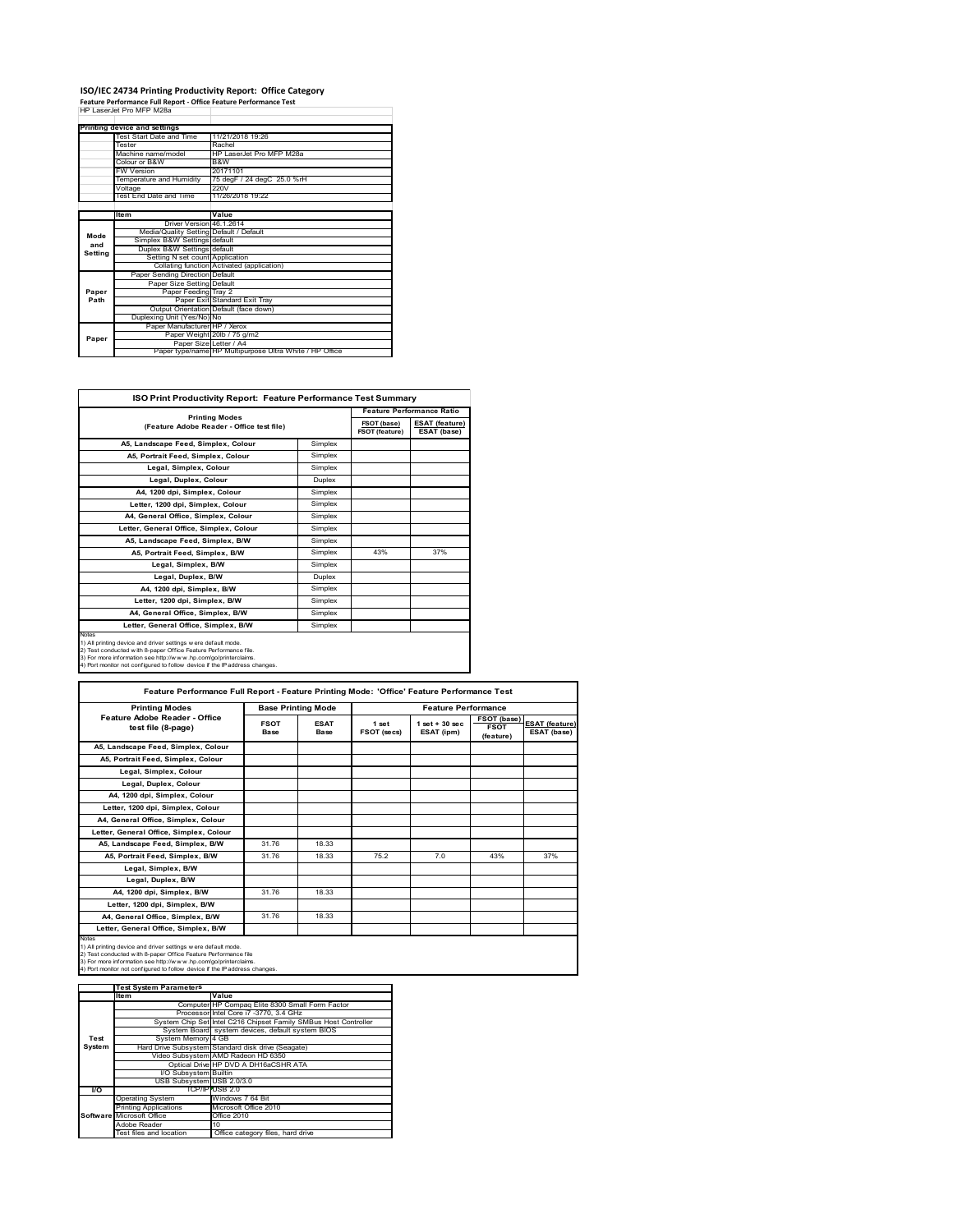# ISO/IEC 24734 Printing Productivity Report: Office Category

**Feature Performance Full Report - Office Feature Performance Test**

HP LaserJet Pro MFP M28a

| | Printing device and settings | |
|---|---|---|
| | Test Start Date and Time | 11/21/2018 19:26 |
| | Tester | Rachel |
| | Machine name/model | HP LaserJet Pro MFP M28a |
| | Colour or B&W | B&W |
| | FW Version | 20171101 |
| | Temperature and Humidity | 75 degF / 24 degC 25.0 %rH |
| | Voltage | 220V |
| | Test End Date and Time | 11/26/2018 19:22 |

| | Item | Value |
|---|---|---|
| Mode and Setting | Driver Version | 46.1.2614 |
| | Media/Quality Setting | Default / Default |
| | Simplex B&W Settings | default |
| | Duplex B&W Settings | default |
| | Setting N set count | Application |
| | Collating function | Activated (application) |
| Paper Path | Paper Sending Direction | Default |
| | Paper Size Setting | Default |
| | Paper Feeding | Tray 2 |
| | Paper Exit | Standard Exit Tray |
| | Output Orientation | Default (face down) |
| | Duplexing Unit (Yes/No) | No |
| Paper | Paper Manufacturer | HP / Xerox |
| | Paper Weight | 20lb / 75 g/m2 |
| | Paper Size | Letter / A4 |
| | Paper type/name | HP Multipurpose Ultra White / HP Office |

**ISO Print Productivity Report: Feature Performance Test Summary**

| Printing Modes (Feature Adobe Reader - Office test file) | | Feature Performance Ratio FSOT (base) / FSOT (feature) | ESAT (feature) / ESAT (base) |
|---|---|---|---|
| A5, Landscape Feed, Simplex, Colour | Simplex | | |
| A5, Portrait Feed, Simplex, Colour | Simplex | | |
| Legal, Simplex, Colour | Simplex | | |
| Legal, Duplex, Colour | Duplex | | |
| A4, 1200 dpi, Simplex, Colour | Simplex | | |
| Letter, 1200 dpi, Simplex, Colour | Simplex | | |
| A4, General Office, Simplex, Colour | Simplex | | |
| Letter, General Office, Simplex, Colour | Simplex | | |
| A5, Landscape Feed, Simplex, B/W | Simplex | | |
| A5, Portrait Feed, Simplex, B/W | Simplex | 43% | 37% |
| Legal, Simplex, B/W | Simplex | | |
| Legal, Duplex, B/W | Duplex | | |
| A4, 1200 dpi, Simplex, B/W | Simplex | | |
| Letter, 1200 dpi, Simplex, B/W | Simplex | | |
| A4, General Office, Simplex, B/W | Simplex | | |
| Letter, General Office, Simplex, B/W | Simplex | | |

Notes
1) All printing device and driver settings were default mode.
2) Test conducted with 8-paper Office Feature Performance file.
3) For more information see http://www.hp.com/go/printerclaims.
4) Port monitor not configured to follow device if the IP address changes.

**Feature Performance Full Report - Feature Printing Mode: 'Office' Feature Performance Test**

| Printing Modes Feature Adobe Reader - Office test file (8-page) | Base Printing Mode FSOT Base | ESAT Base | Feature Performance 1 set FSOT (secs) | 1 set + 30 sec ESAT (ipm) | FSOT (base) / FSOT (feature) | ESAT (feature) / ESAT (base) |
|---|---|---|---|---|---|---|
| A5, Landscape Feed, Simplex, Colour | | | | | | |
| A5, Portrait Feed, Simplex, Colour | | | | | | |
| Legal, Simplex, Colour | | | | | | |
| Legal, Duplex, Colour | | | | | | |
| A4, 1200 dpi, Simplex, Colour | | | | | | |
| Letter, 1200 dpi, Simplex, Colour | | | | | | |
| A4, General Office, Simplex, Colour | | | | | | |
| Letter, General Office, Simplex, Colour | | | | | | |
| A5, Landscape Feed, Simplex, B/W | 31.76 | 18.33 | | | | |
| A5, Portrait Feed, Simplex, B/W | 31.76 | 18.33 | 75.2 | 7.0 | 43% | 37% |
| Legal, Simplex, B/W | | | | | | |
| Legal, Duplex, B/W | | | | | | |
| A4, 1200 dpi, Simplex, B/W | 31.76 | 18.33 | | | | |
| Letter, 1200 dpi, Simplex, B/W | | | | | | |
| A4, General Office, Simplex, B/W | 31.76 | 18.33 | | | | |
| Letter, General Office, Simplex, B/W | | | | | | |

Notes
1) All printing device and driver settings were default mode.
2) Test conducted with 8-paper Office Feature Performance file
3) For more information see http://www.hp.com/go/printerclaims.
4) Port monitor not configured to follow device if the IP address changes.

| | Test System Parameters | |
|---|---|---|
| | Item | Value |
| Test System | Computer | HP Compaq Elite 8300 Small Form Factor |
| | Processor | Intel Core i7 -3770, 3.4 GHz |
| | System Chip Set | Intel C216 Chipset Family SMBus Host Controller |
| | System Board | system devices, default system BIOS |
| | System Memory | 4 GB |
| | Hard Drive Subsystem | Standard disk drive (Seagate) |
| | Video Subsystem | AMD Radeon HD 6350 |
| | Optical Drive | HP DVD A DH16aCSHR ATA |
| | I/O Subsystem | Builtin |
| | USB Subsystem | USB 2.0/3.0 |
| I/O | TCP/IP | USB 2.0 |
| Software | Operating System | Windows 7 64 Bit |
| | Printing Applications | Microsoft Office 2010 |
| | Microsoft Office | Office 2010 |
| | Adobe Reader | 10 |
| | Test files and location | Office category files, hard drive |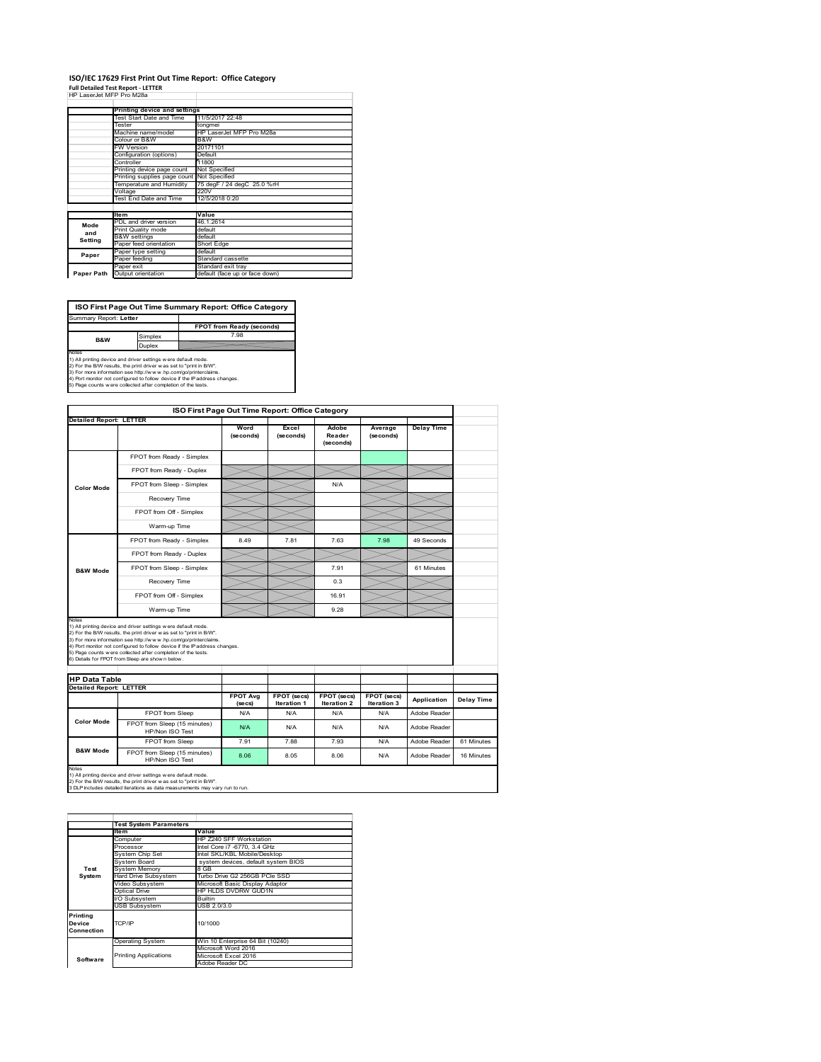# ISO/IEC 17629 First Print Out Time Report: Office Category

**Full Detailed Test Report - LETTER**

HP LaserJet MFP Pro M28a

| | Printing device and settings | |
|---|---|---|
| | Test Start Date and Time | 11/5/2017 22:48 |
| | Tester | tongmei |
| | Machine name/model | HP LaserJet MFP Pro M28a |
| | Colour or B&W | B&W |
| | FW Version | 20171101 |
| | Configuration (options) | Default |
| | Controller | 11800 |
| | Printing device page count | Not Specified |
| | Printing supplies page count | Not Specified |
| | Temperature and Humidity | 75 degF / 24 degC 25.0 %rH |
| | Voltage | 220V |
| | Test End Date and Time | 12/5/2018 0:20 |

| | Item | Value |
|---|---|---|
| Mode and Setting | PDL and driver version | 46.1.2614 |
| | Print Quality mode | default |
| | B&W settings | default |
| | Paper feed orientation | Short Edge |
| Paper | Paper type setting | default |
| | Paper feeding | Standard cassette |
| | Paper exit | Standard exit tray |
| Paper Path | Output orientation | default (face up or face down) |

**ISO First Page Out Time Summary Report: Office Category**

Summary Report: **Letter**

| | | FPOT from Ready (seconds) |
|---|---|---|
| B&W | Simplex | 7.98 |
| | Duplex | |

Notes
1) All printing device and driver settings were default mode.
2) For the B/W results, the print driver was set to "print in B/W".
3) For more information see http://www.hp.com/go/printerclaims.
4) Port monitor not configured to follow device if the IP address changes.
5) Page counts were collected after completion of the tests.

**ISO First Page Out Time Report: Office Category**

Detailed Report: **LETTER**

| | | Word (seconds) | Excel (seconds) | Adobe Reader (seconds) | Average (seconds) | Delay Time |
|---|---|---|---|---|---|---|
| Color Mode | FPOT from Ready - Simplex | | | | | |
| | FPOT from Ready - Duplex | | | | | |
| | FPOT from Sleep - Simplex | | | N/A | | |
| | Recovery Time | | | | | |
| | FPOT from Off - Simplex | | | | | |
| | Warm-up Time | | | | | |
| B&W Mode | FPOT from Ready - Simplex | 8.49 | 7.81 | 7.63 | 7.98 | 49 Seconds |
| | FPOT from Ready - Duplex | | | | | |
| | FPOT from Sleep - Simplex | | | 7.91 | | 61 Minutes |
| | Recovery Time | | | 0.3 | | |
| | FPOT from Off - Simplex | | | 16.91 | | |
| | Warm-up Time | | | 9.28 | | |

Notes
1) All printing device and driver settings were default mode.
2) For the B/W results, the print driver was set to "print in B/W".
3) For more information see http://www.hp.com/go/printerclaims.
4) Port monitor not configured to follow device if the IP address changes.
5) Page counts were collected after completion of the tests.
6) Details for FPOT from Sleep are shown below.

**HP Data Table**

Detailed Report: **LETTER**

| | | FPOT Avg (secs) | FPOT (secs) Iteration 1 | FPOT (secs) Iteration 2 | FPOT (secs) Iteration 3 | Application | Delay Time |
|---|---|---|---|---|---|---|---|
| Color Mode | FPOT from Sleep | N/A | N/A | N/A | N/A | Adobe Reader | |
| | FPOT from Sleep (15 minutes) HP/Non ISO Test | N/A | N/A | N/A | N/A | Adobe Reader | |
| B&W Mode | FPOT from Sleep | 7.91 | 7.88 | 7.93 | N/A | Adobe Reader | 61 Minutes |
| | FPOT from Sleep (15 minutes) HP/Non ISO Test | 8.06 | 8.05 | 8.06 | N/A | Adobe Reader | 16 Minutes |

Notes
1) All printing device and driver settings were default mode.
2) For the B/W results, the print driver was set to "print in B/W".
3 DLP includes detailed iterations as data measurements may vary run to run.

| | Test System Parameters | |
|---|---|---|
| | Item | Value |
| Test System | Computer | HP Z240 SFF Workstation |
| | Processor | Intel Core i7 -6770, 3.4 GHz |
| | System Chip Set | Intel SKL/KBL Mobile/Desktop |
| | System Board | system devices, default system BIOS |
| | System Memory | 8 GB |
| | Hard Drive Subsystem | Turbo Drive G2 256GB PCIe SSD |
| | Video Subsystem | Microsoft Basic Display Adaptor |
| | Optical Drive | HP HLDS DVDRW GUD1N |
| | I/O Subsystem | Builtin |
| | USB Subsystem | USB 2.0/3.0 |
| Printing Device Connection | TCP/IP | 10/1000 |
| Software | Operating System | Win 10 Enterprise 64 Bit (10240) |
| | Printing Applications | Microsoft Word 2016 |
| | | Microsoft Excel 2016 |
| | | Adobe Reader DC |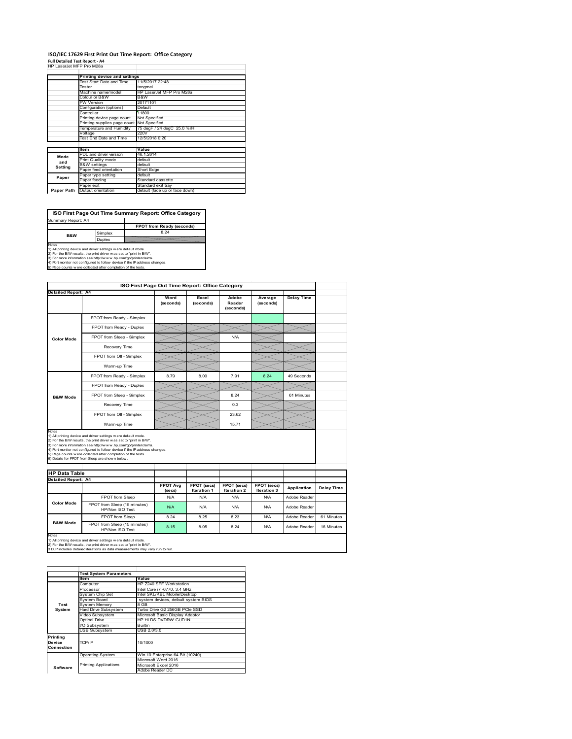# ISO/IEC 17629 First Print Out Time Report: Office Category

**Full Detailed Test Report - A4**

HP LaserJet MFP Pro M28a

| | Printing device and settings | |
|---|---|---|
| | Test Start Date and Time | 11/5/2017 22:48 |
| | Tester | tongmei |
| | Machine name/model | HP LaserJet MFP Pro M28a |
| | Colour or B&W | B&W |
| | FW Version | 20171101 |
| | Configuration (options) | Default |
| | Controller | 11800 |
| | Printing device page count | Not Specified |
| | Printing supplies page count | Not Specified |
| | Temperature and Humidity | 75 degF / 24 degC 25.0 %rH |
| | Voltage | 220V |
| | Test End Date and Time | 12/5/2018 0:20 |

| | Item | Value |
|---|---|---|
| Mode and Setting | PDL and driver version | 46.1.2614 |
| | Print Quality mode | default |
| | B&W settings | default |
| | Paper feed orientation | Short Edge |
| Paper | Paper type setting | default |
| | Paper feeding | Standard cassette |
| | Paper exit | Standard exit tray |
| Paper Path | Output orientation | default (face up or face down) |

## ISO First Page Out Time Summary Report: Office Category

| Summary Report: A4 | | FPOT from Ready (seconds) |
|---|---|---|
| B&W | Simplex | 8.24 |
| | Duplex | |

Notes
1) All printing device and driver settings were default mode.
2) For the B/W results, the print driver was set to "print in B/W".
3) For more information see http://www.hp.com/go/printerclaims.
4) Port monitor not configured to follow device if the IP address changes.
5) Page counts were collected after completion of the tests.

## ISO First Page Out Time Report: Office Category

| Detailed Report: A4 | | Word (seconds) | Excel (seconds) | Adobe Reader (seconds) | Average (seconds) | Delay Time |
|---|---|---|---|---|---|---|
| Color Mode | FPOT from Ready - Simplex | | | | | |
| | FPOT from Ready - Duplex | | | | | |
| | FPOT from Sleep - Simplex | | | N/A | | |
| | Recovery Time | | | | | |
| | FPOT from Off - Simplex | | | | | |
| | Warm-up Time | | | | | |
| B&W Mode | FPOT from Ready - Simplex | 8.79 | 8.00 | 7.91 | 8.24 | 49 Seconds |
| | FPOT from Ready - Duplex | | | | | |
| | FPOT from Sleep - Simplex | | | 8.24 | | 61 Minutes |
| | Recovery Time | | | 0.3 | | |
| | FPOT from Off - Simplex | | | 23.62 | | |
| | Warm-up Time | | | 15.71 | | |

Notes
1) All printing device and driver settings were default mode.
2) For the B/W results, the print driver was set to "print in B/W".
3) For more information see http://www.hp.com/go/printerclaims.
4) Port monitor not configured to follow device if the IP address changes.
5) Page counts were collected after completion of the tests.
6) Details for FPOT from Sleep are shown below.

## HP Data Table

| Detailed Report: A4 | | FPOT Avg (secs) | FPOT (secs) Iteration 1 | FPOT (secs) Iteration 2 | FPOT (secs) Iteration 3 | Application | Delay Time |
|---|---|---|---|---|---|---|---|
| Color Mode | FPOT from Sleep | N/A | N/A | N/A | N/A | Adobe Reader | |
| | FPOT from Sleep (15 minutes) HP/Non ISO Test | N/A | N/A | N/A | N/A | Adobe Reader | |
| B&W Mode | FPOT from Sleep | 8.24 | 8.25 | 8.23 | N/A | Adobe Reader | 61 Minutes |
| | FPOT from Sleep (15 minutes) HP/Non ISO Test | 8.15 | 8.05 | 8.24 | N/A | Adobe Reader | 16 Minutes |

Notes
1) All printing device and driver settings were default mode.
2) For the B/W results, the print driver was set to "print in B/W".
3 DLP includes detailed iterations as data measurements may vary run to run.

| | Test System Parameters | |
|---|---|---|
| | Item | Value |
| Test System | Computer | HP Z240 SFF Workstation |
| | Processor | Intel Core i7 -6770, 3.4 GHz |
| | System Chip Set | Intel SKL/KBL Mobile/Desktop |
| | System Board | system devices, default system BIOS |
| | System Memory | 8 GB |
| | Hard Drive Subsystem | Turbo Drive G2 256GB PCIe SSD |
| | Video Subsystem | Microsoft Basic Display Adaptor |
| | Optical Drive | HP HLDS DVDRW GUD1N |
| | I/O Subsystem | Builtin |
| | USB Subsystem | USB 2.0/3.0 |
| Printing Device Connection | TCP/IP | 10/1000 |
| Software | Operating System | Win 10 Enterprise 64 Bit (10240) |
| | Printing Applications | Microsoft Word 2016 |
| | | Microsoft Excel 2016 |
| | | Adobe Reader DC |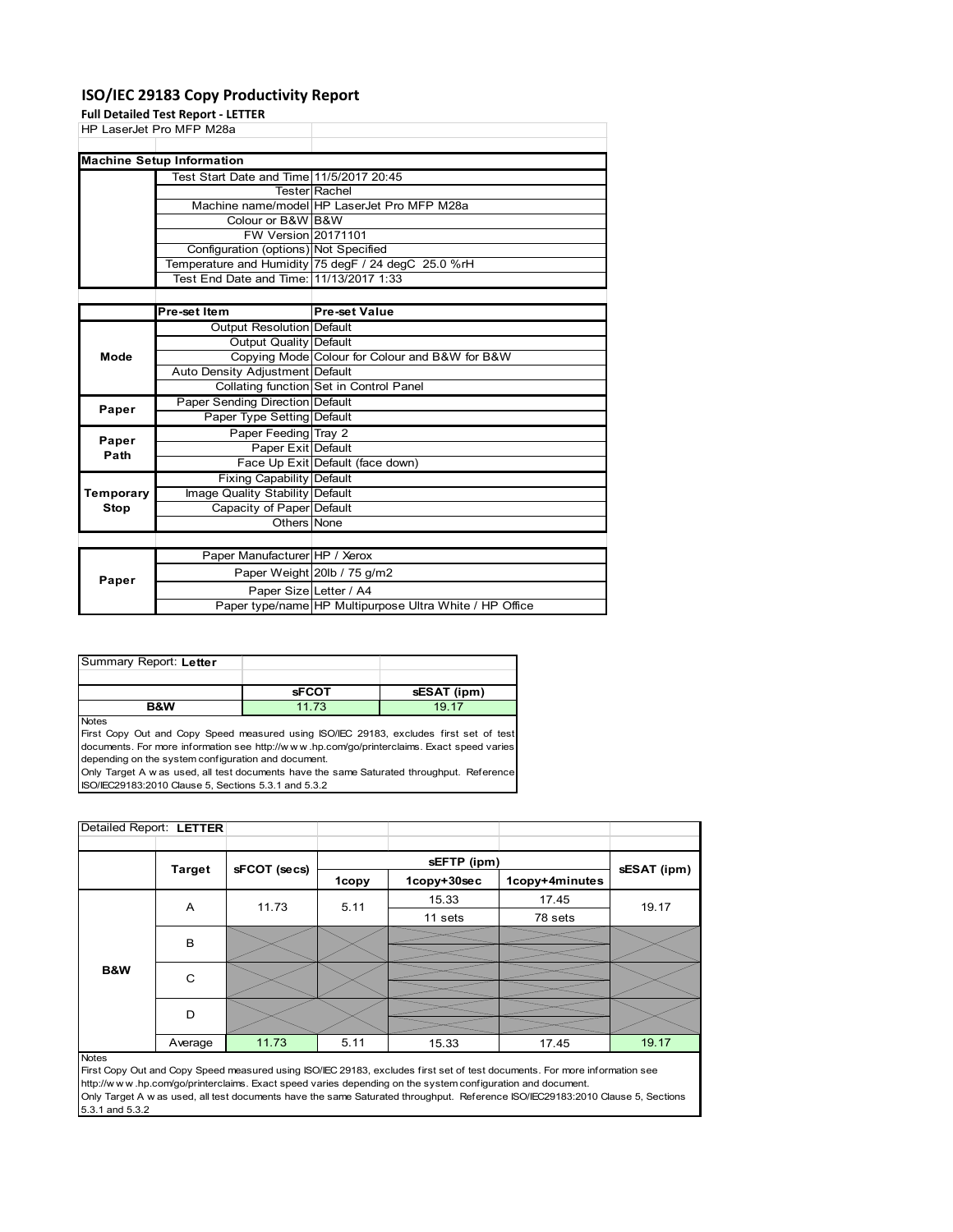# ISO/IEC 29183 Copy Productivity Report

**Full Detailed Test Report - LETTER**

HP LaserJet Pro MFP M28a

| **Machine Setup Information** | | |
|---|---|---|
| | Test Start Date and Time | 11/5/2017 20:45 |
| | Tester | Rachel |
| | Machine name/model | HP LaserJet Pro MFP M28a |
| | Colour or B&W | B&W |
| | FW Version | 20171101 |
| | Configuration (options) | Not Specified |
| | Temperature and Humidity | 75 degF / 24 degC 25.0 %rH |
| | Test End Date and Time: | 11/13/2017 1:33 |

| | **Pre-set Item** | **Pre-set Value** |
|---|---|---|
| **Mode** | Output Resolution | Default |
| | Output Quality | Default |
| | Copying Mode | Colour for Colour and B&W for B&W |
| | Auto Density Adjustment | Default |
| | Collating function | Set in Control Panel |
| **Paper** | Paper Sending Direction | Default |
| | Paper Type Setting | Default |
| **Paper Path** | Paper Feeding | Tray 2 |
| | Paper Exit | Default |
| | Face Up Exit | Default (face down) |
| **Temporary Stop** | Fixing Capability | Default |
| | Image Quality Stability | Default |
| | Capacity of Paper | Default |
| | Others | None |

| | | |
|---|---|---|
| **Paper** | Paper Manufacturer | HP / Xerox |
| | Paper Weight | 20lb / 75 g/m2 |
| | Paper Size | Letter / A4 |
| | Paper type/name | HP Multipurpose Ultra White / HP Office |

Summary Report: **Letter**

| | **sFCOT** | **sESAT (ipm)** |
|---|---|---|
| **B&W** | 11.73 | 19.17 |

Notes

First Copy Out and Copy Speed measured using ISO/IEC 29183, excludes first set of test documents. For more information see http://w w w .hp.com/go/printerclaims. Exact speed varies depending on the system configuration and document.

Only Target A w as used, all test documents have the same Saturated throughput. Reference ISO/IEC29183:2010 Clause 5, Sections 5.3.1 and 5.3.2

Detailed Report: **LETTER**

| | **Target** | **sFCOT (secs)** | **sEFTP (ipm)** | | | **sESAT (ipm)** |
|---|---|---|---|---|---|---|
| | | | **1copy** | **1copy+30sec** | **1copy+4minutes** | |
| **B&W** | A | 11.73 | 5.11 | 15.33 | 17.45 | 19.17 |
| | | | | 11 sets | 78 sets | |
| | B | | | | | |
| | C | | | | | |
| | D | | | | | |
| | Average | 11.73 | 5.11 | 15.33 | 17.45 | 19.17 |

Notes

First Copy Out and Copy Speed measured using ISO/IEC 29183, excludes first set of test documents. For more information see http://w w w .hp.com/go/printerclaims. Exact speed varies depending on the system configuration and document.

Only Target A w as used, all test documents have the same Saturated throughput. Reference ISO/IEC29183:2010 Clause 5, Sections 5.3.1 and 5.3.2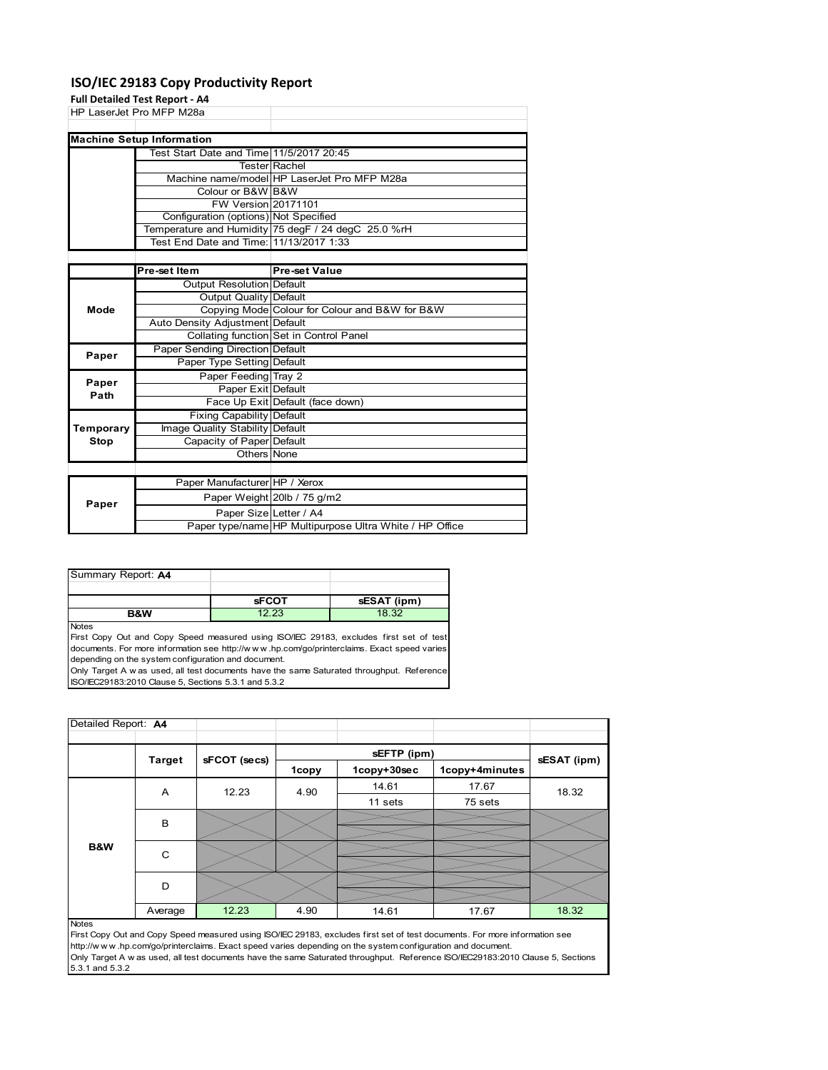# ISO/IEC 29183 Copy Productivity Report

**Full Detailed Test Report - A4**

HP LaserJet Pro MFP M28a

| Machine Setup Information | | |
|---|---|---|
| | Test Start Date and Time | 11/5/2017 20:45 |
| | Tester | Rachel |
| | Machine name/model | HP LaserJet Pro MFP M28a |
| | Colour or B&W | B&W |
| | FW Version | 20171101 |
| | Configuration (options) | Not Specified |
| | Temperature and Humidity | 75 degF / 24 degC 25.0 %rH |
| | Test End Date and Time: | 11/13/2017 1:33 |

| | Pre-set Item | Pre-set Value |
|---|---|---|
| Mode | Output Resolution | Default |
| | Output Quality | Default |
| | Copying Mode | Colour for Colour and B&W for B&W |
| | Auto Density Adjustment | Default |
| | Collating function | Set in Control Panel |
| Paper | Paper Sending Direction | Default |
| | Paper Type Setting | Default |
| Paper Path | Paper Feeding | Tray 2 |
| | Paper Exit | Default |
| | Face Up Exit | Default (face down) |
| Temporary Stop | Fixing Capability | Default |
| | Image Quality Stability | Default |
| | Capacity of Paper | Default |
| | Others | None |

| | | |
|---|---|---|
| Paper | Paper Manufacturer | HP / Xerox |
| | Paper Weight | 20lb / 75 g/m2 |
| | Paper Size | Letter / A4 |
| | Paper type/name | HP Multipurpose Ultra White / HP Office |

Summary Report: **A4**

| | sFCOT | sESAT (ipm) |
|---|---|---|
| B&W | 12.23 | 18.32 |

Notes

First Copy Out and Copy Speed measured using ISO/IEC 29183, excludes first set of test documents. For more information see http://www.hp.com/go/printerclaims. Exact speed varies depending on the system configuration and document.

Only Target A was used, all test documents have the same Saturated throughput. Reference ISO/IEC29183:2010 Clause 5, Sections 5.3.1 and 5.3.2

Detailed Report: **A4**

| | Target | sFCOT (secs) | sEFTP (ipm) | | | sESAT (ipm) |
|---|---|---|---|---|---|---|
| | | | 1copy | 1copy+30sec | 1copy+4minutes | |
| B&W | A | 12.23 | 4.90 | 14.61 | 17.67 | 18.32 |
| | | | | 11 sets | 75 sets | |
| | B | | | | | |
| | C | | | | | |
| | D | | | | | |
| | Average | 12.23 | 4.90 | 14.61 | 17.67 | 18.32 |

Notes

First Copy Out and Copy Speed measured using ISO/IEC 29183, excludes first set of test documents. For more information see http://www.hp.com/go/printerclaims. Exact speed varies depending on the system configuration and document.

Only Target A was used, all test documents have the same Saturated throughput. Reference ISO/IEC29183:2010 Clause 5, Sections 5.3.1 and 5.3.2